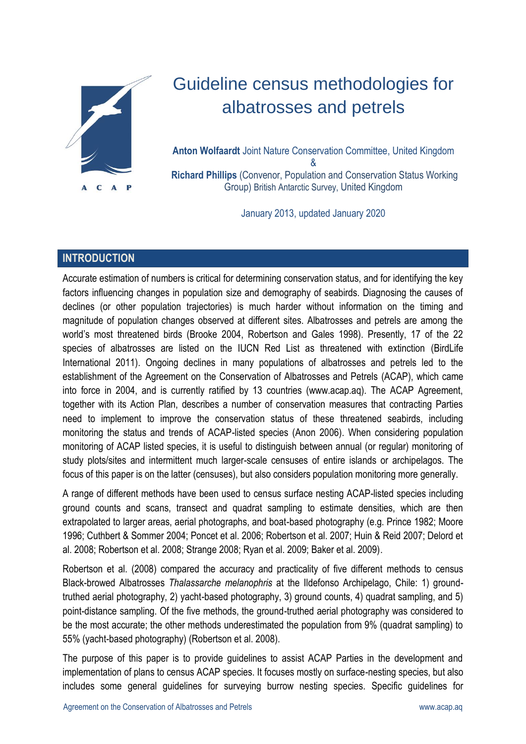# Guideline census methodologies for albatrosses and petrels

**Anton Wolfaardt** Joint Nature Conservation Committee, United Kingdom
&
**Richard Phillips** (Convenor, Population and Conservation Status Working Group) British Antarctic Survey, United Kingdom

January 2013, updated January 2020

## INTRODUCTION

Accurate estimation of numbers is critical for determining conservation status, and for identifying the key factors influencing changes in population size and demography of seabirds. Diagnosing the causes of declines (or other population trajectories) is much harder without information on the timing and magnitude of population changes observed at different sites. Albatrosses and petrels are among the world's most threatened birds (Brooke 2004, Robertson and Gales 1998). Presently, 17 of the 22 species of albatrosses are listed on the IUCN Red List as threatened with extinction (BirdLife International 2011). Ongoing declines in many populations of albatrosses and petrels led to the establishment of the Agreement on the Conservation of Albatrosses and Petrels (ACAP), which came into force in 2004, and is currently ratified by 13 countries (www.acap.aq). The ACAP Agreement, together with its Action Plan, describes a number of conservation measures that contracting Parties need to implement to improve the conservation status of these threatened seabirds, including monitoring the status and trends of ACAP-listed species (Anon 2006). When considering population monitoring of ACAP listed species, it is useful to distinguish between annual (or regular) monitoring of study plots/sites and intermittent much larger-scale censuses of entire islands or archipelagos. The focus of this paper is on the latter (censuses), but also considers population monitoring more generally.

A range of different methods have been used to census surface nesting ACAP-listed species including ground counts and scans, transect and quadrat sampling to estimate densities, which are then extrapolated to larger areas, aerial photographs, and boat-based photography (e.g. Prince 1982; Moore 1996; Cuthbert & Sommer 2004; Poncet et al. 2006; Robertson et al. 2007; Huin & Reid 2007; Delord et al. 2008; Robertson et al. 2008; Strange 2008; Ryan et al. 2009; Baker et al. 2009).

Robertson et al. (2008) compared the accuracy and practicality of five different methods to census Black-browed Albatrosses *Thalassarche melanophris* at the Ildefonso Archipelago, Chile: 1) ground-truthed aerial photography, 2) yacht-based photography, 3) ground counts, 4) quadrat sampling, and 5) point-distance sampling. Of the five methods, the ground-truthed aerial photography was considered to be the most accurate; the other methods underestimated the population from 9% (quadrat sampling) to 55% (yacht-based photography) (Robertson et al. 2008).

The purpose of this paper is to provide guidelines to assist ACAP Parties in the development and implementation of plans to census ACAP species. It focuses mostly on surface-nesting species, but also includes some general guidelines for surveying burrow nesting species. Specific guidelines for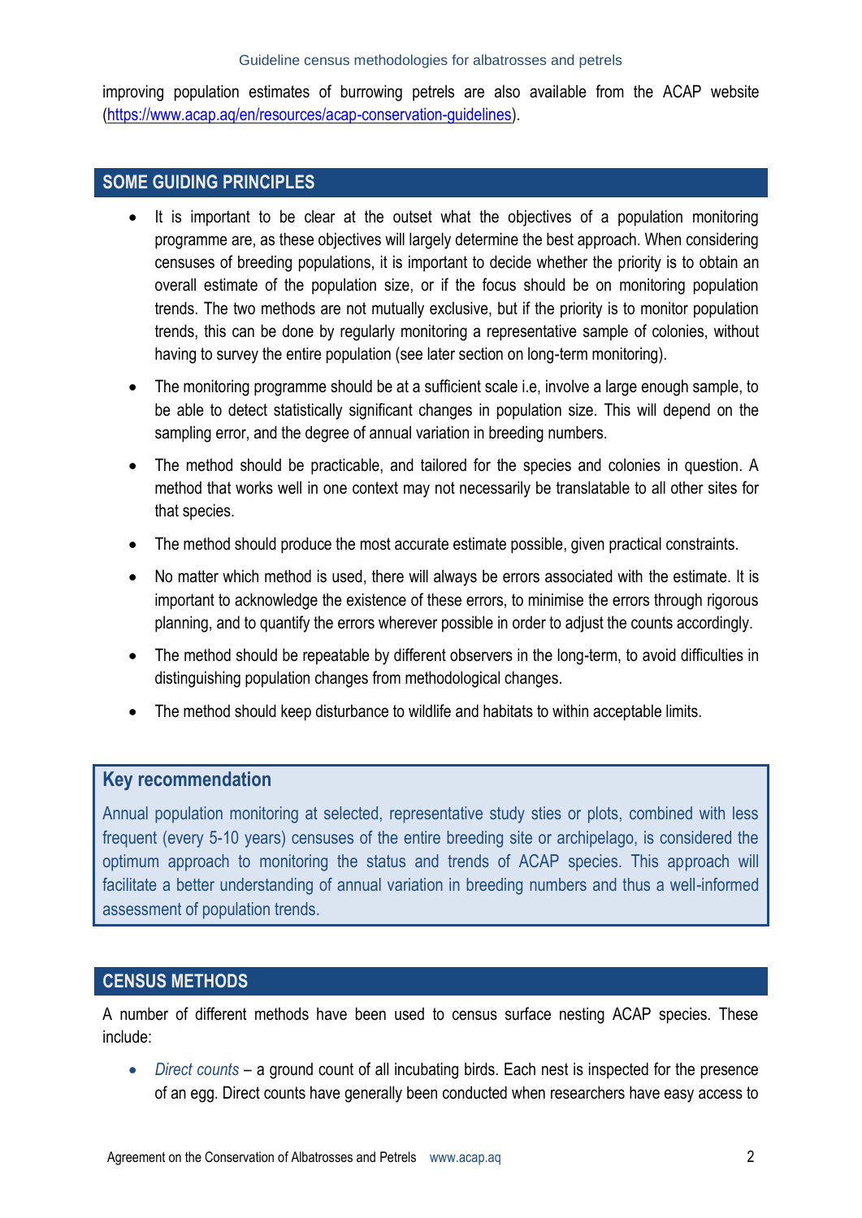improving population estimates of burrowing petrels are also available from the ACAP website (https://www.acap.aq/en/resources/acap-conservation-guidelines).

## SOME GUIDING PRINCIPLES

- It is important to be clear at the outset what the objectives of a population monitoring programme are, as these objectives will largely determine the best approach. When considering censuses of breeding populations, it is important to decide whether the priority is to obtain an overall estimate of the population size, or if the focus should be on monitoring population trends. The two methods are not mutually exclusive, but if the priority is to monitor population trends, this can be done by regularly monitoring a representative sample of colonies, without having to survey the entire population (see later section on long-term monitoring).
- The monitoring programme should be at a sufficient scale i.e, involve a large enough sample, to be able to detect statistically significant changes in population size. This will depend on the sampling error, and the degree of annual variation in breeding numbers.
- The method should be practicable, and tailored for the species and colonies in question. A method that works well in one context may not necessarily be translatable to all other sites for that species.
- The method should produce the most accurate estimate possible, given practical constraints.
- No matter which method is used, there will always be errors associated with the estimate. It is important to acknowledge the existence of these errors, to minimise the errors through rigorous planning, and to quantify the errors wherever possible in order to adjust the counts accordingly.
- The method should be repeatable by different observers in the long-term, to avoid difficulties in distinguishing population changes from methodological changes.
- The method should keep disturbance to wildlife and habitats to within acceptable limits.

### Key recommendation

Annual population monitoring at selected, representative study sties or plots, combined with less frequent (every 5-10 years) censuses of the entire breeding site or archipelago, is considered the optimum approach to monitoring the status and trends of ACAP species. This approach will facilitate a better understanding of annual variation in breeding numbers and thus a well-informed assessment of population trends.

## CENSUS METHODS

A number of different methods have been used to census surface nesting ACAP species. These include:

- *Direct counts* – a ground count of all incubating birds. Each nest is inspected for the presence of an egg. Direct counts have generally been conducted when researchers have easy access to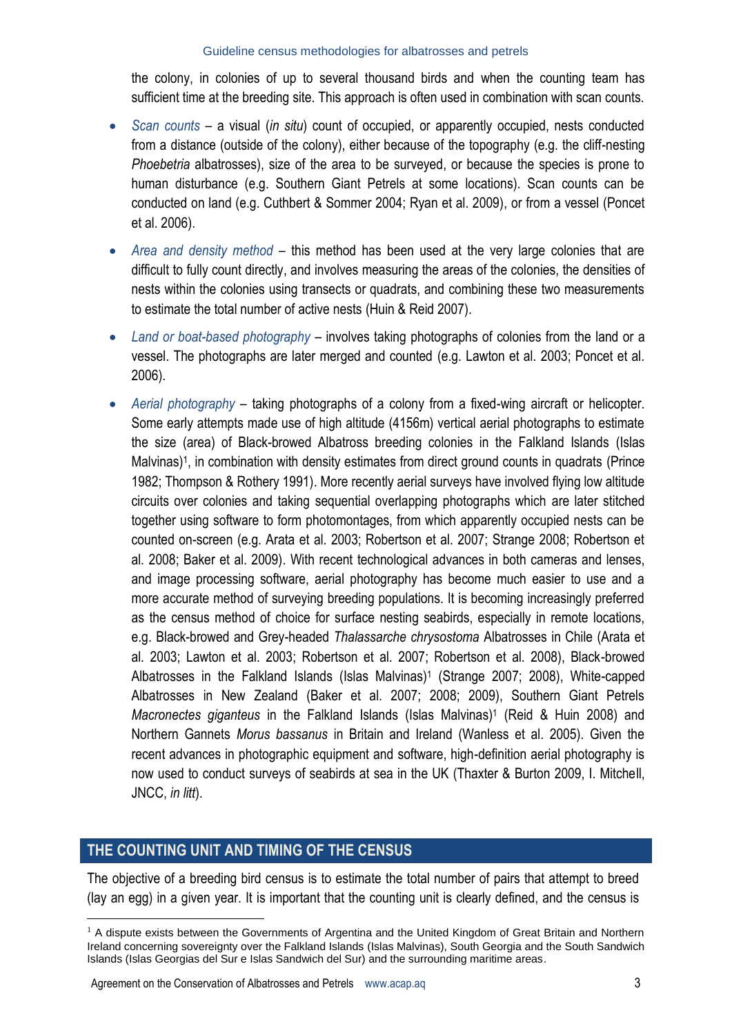the colony, in colonies of up to several thousand birds and when the counting team has sufficient time at the breeding site. This approach is often used in combination with scan counts.

- *Scan counts* – a visual (*in situ*) count of occupied, or apparently occupied, nests conducted from a distance (outside of the colony), either because of the topography (e.g. the cliff-nesting *Phoebetria* albatrosses), size of the area to be surveyed, or because the species is prone to human disturbance (e.g. Southern Giant Petrels at some locations). Scan counts can be conducted on land (e.g. Cuthbert & Sommer 2004; Ryan et al. 2009), or from a vessel (Poncet et al. 2006).

- *Area and density method* – this method has been used at the very large colonies that are difficult to fully count directly, and involves measuring the areas of the colonies, the densities of nests within the colonies using transects or quadrats, and combining these two measurements to estimate the total number of active nests (Huin & Reid 2007).

- *Land or boat-based photography* – involves taking photographs of colonies from the land or a vessel. The photographs are later merged and counted (e.g. Lawton et al. 2003; Poncet et al. 2006).

- *Aerial photography* – taking photographs of a colony from a fixed-wing aircraft or helicopter. Some early attempts made use of high altitude (4156m) vertical aerial photographs to estimate the size (area) of Black-browed Albatross breeding colonies in the Falkland Islands (Islas Malvinas)[1], in combination with density estimates from direct ground counts in quadrats (Prince 1982; Thompson & Rothery 1991). More recently aerial surveys have involved flying low altitude circuits over colonies and taking sequential overlapping photographs which are later stitched together using software to form photomontages, from which apparently occupied nests can be counted on-screen (e.g. Arata et al. 2003; Robertson et al. 2007; Strange 2008; Robertson et al. 2008; Baker et al. 2009). With recent technological advances in both cameras and lenses, and image processing software, aerial photography has become much easier to use and a more accurate method of surveying breeding populations. It is becoming increasingly preferred as the census method of choice for surface nesting seabirds, especially in remote locations, e.g. Black-browed and Grey-headed *Thalassarche chrysostoma* Albatrosses in Chile (Arata et al. 2003; Lawton et al. 2003; Robertson et al. 2007; Robertson et al. 2008), Black-browed Albatrosses in the Falkland Islands (Islas Malvinas)[1] (Strange 2007; 2008), White-capped Albatrosses in New Zealand (Baker et al. 2007; 2008; 2009), Southern Giant Petrels *Macronectes giganteus* in the Falkland Islands (Islas Malvinas)[1] (Reid & Huin 2008) and Northern Gannets *Morus bassanus* in Britain and Ireland (Wanless et al. 2005). Given the recent advances in photographic equipment and software, high-definition aerial photography is now used to conduct surveys of seabirds at sea in the UK (Thaxter & Burton 2009, I. Mitchell, JNCC, *in litt*).

## THE COUNTING UNIT AND TIMING OF THE CENSUS

The objective of a breeding bird census is to estimate the total number of pairs that attempt to breed (lay an egg) in a given year. It is important that the counting unit is clearly defined, and the census is

[1] A dispute exists between the Governments of Argentina and the United Kingdom of Great Britain and Northern Ireland concerning sovereignty over the Falkland Islands (Islas Malvinas), South Georgia and the South Sandwich Islands (Islas Georgias del Sur e Islas Sandwich del Sur) and the surrounding maritime areas.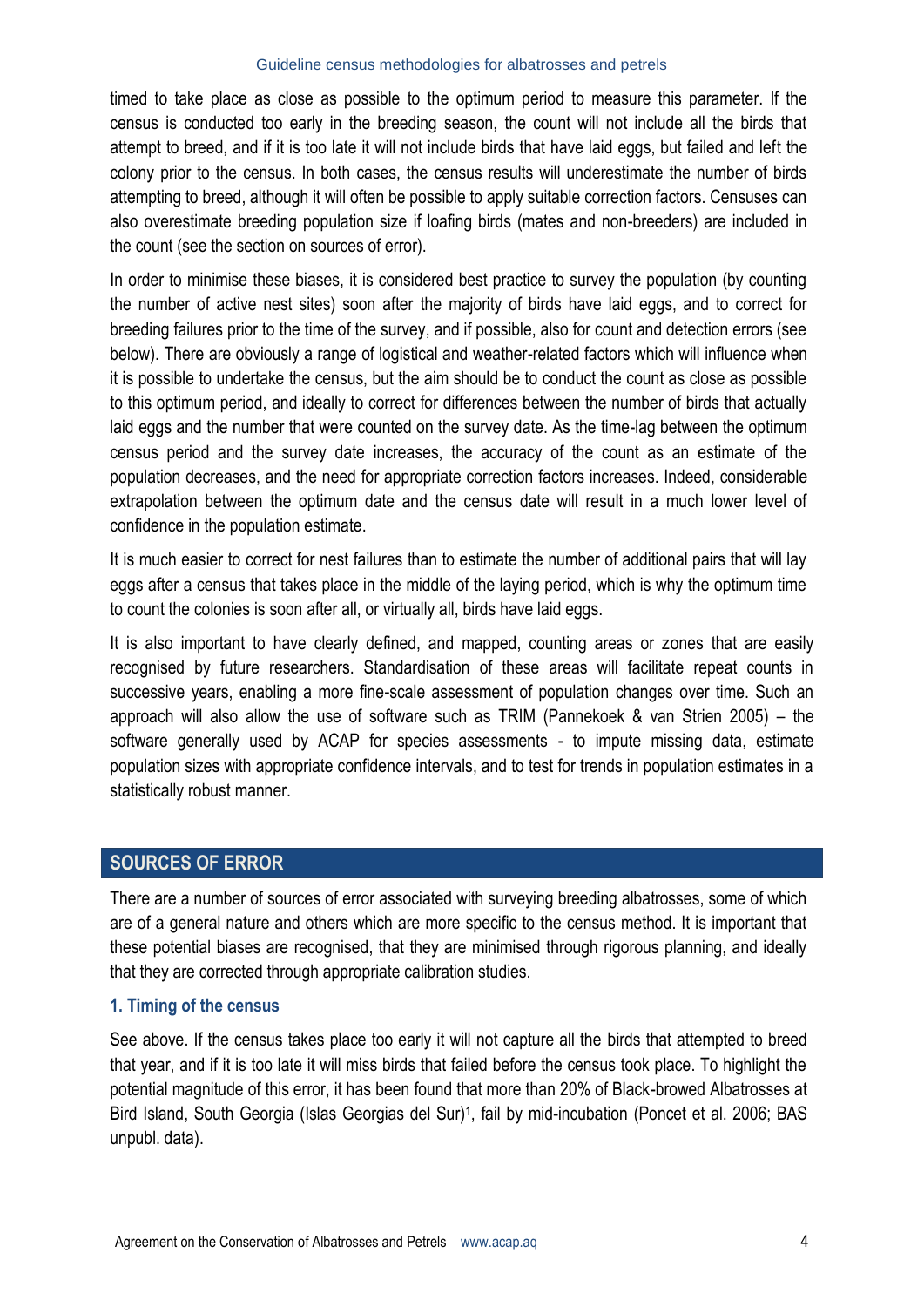timed to take place as close as possible to the optimum period to measure this parameter. If the census is conducted too early in the breeding season, the count will not include all the birds that attempt to breed, and if it is too late it will not include birds that have laid eggs, but failed and left the colony prior to the census. In both cases, the census results will underestimate the number of birds attempting to breed, although it will often be possible to apply suitable correction factors. Censuses can also overestimate breeding population size if loafing birds (mates and non-breeders) are included in the count (see the section on sources of error).

In order to minimise these biases, it is considered best practice to survey the population (by counting the number of active nest sites) soon after the majority of birds have laid eggs, and to correct for breeding failures prior to the time of the survey, and if possible, also for count and detection errors (see below). There are obviously a range of logistical and weather-related factors which will influence when it is possible to undertake the census, but the aim should be to conduct the count as close as possible to this optimum period, and ideally to correct for differences between the number of birds that actually laid eggs and the number that were counted on the survey date. As the time-lag between the optimum census period and the survey date increases, the accuracy of the count as an estimate of the population decreases, and the need for appropriate correction factors increases. Indeed, considerable extrapolation between the optimum date and the census date will result in a much lower level of confidence in the population estimate.

It is much easier to correct for nest failures than to estimate the number of additional pairs that will lay eggs after a census that takes place in the middle of the laying period, which is why the optimum time to count the colonies is soon after all, or virtually all, birds have laid eggs.

It is also important to have clearly defined, and mapped, counting areas or zones that are easily recognised by future researchers. Standardisation of these areas will facilitate repeat counts in successive years, enabling a more fine-scale assessment of population changes over time. Such an approach will also allow the use of software such as TRIM (Pannekoek & van Strien 2005) – the software generally used by ACAP for species assessments - to impute missing data, estimate population sizes with appropriate confidence intervals, and to test for trends in population estimates in a statistically robust manner.

## SOURCES OF ERROR

There are a number of sources of error associated with surveying breeding albatrosses, some of which are of a general nature and others which are more specific to the census method. It is important that these potential biases are recognised, that they are minimised through rigorous planning, and ideally that they are corrected through appropriate calibration studies.

### 1. Timing of the census

See above. If the census takes place too early it will not capture all the birds that attempted to breed that year, and if it is too late it will miss birds that failed before the census took place. To highlight the potential magnitude of this error, it has been found that more than 20% of Black-browed Albatrosses at Bird Island, South Georgia (Islas Georgias del Sur)[1], fail by mid-incubation (Poncet et al. 2006; BAS unpubl. data).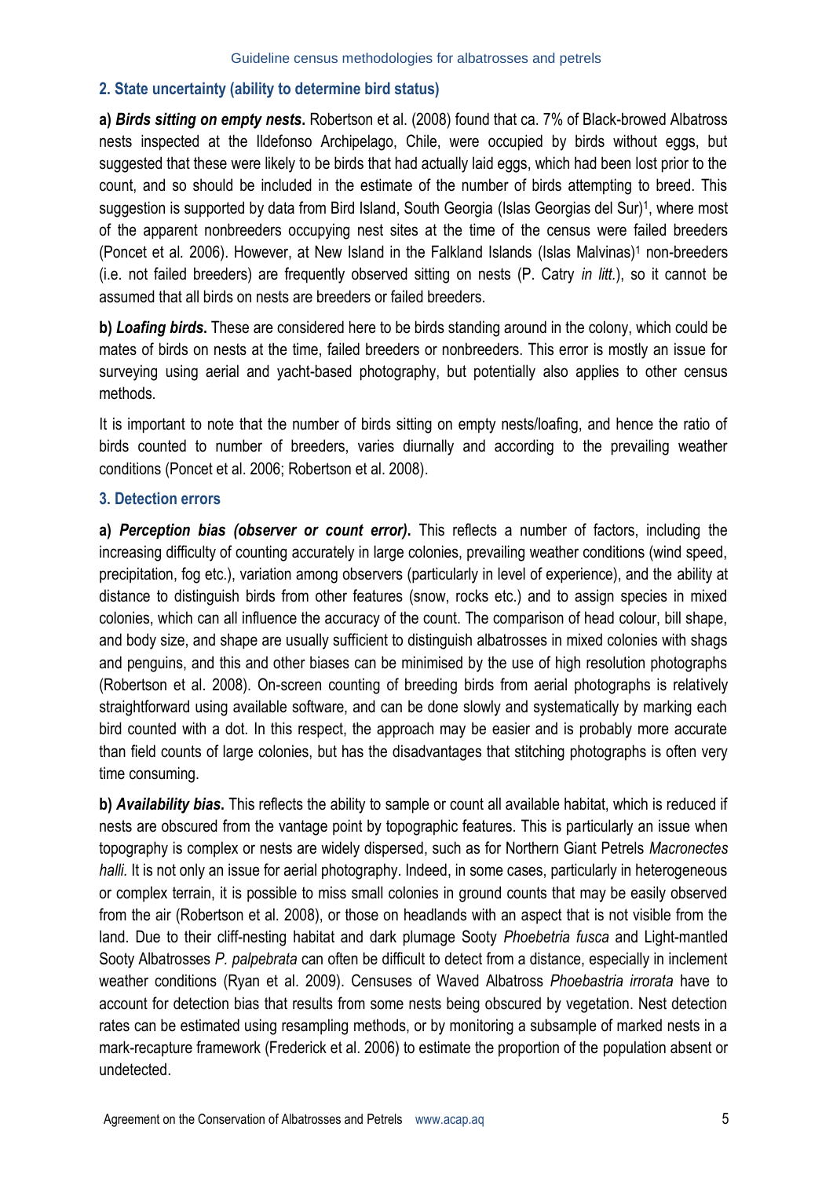## 2. State uncertainty (ability to determine bird status)

**a)** ***Birds sitting on empty nests*****.** Robertson et al. (2008) found that ca. 7% of Black-browed Albatross nests inspected at the Ildefonso Archipelago, Chile, were occupied by birds without eggs, but suggested that these were likely to be birds that had actually laid eggs, which had been lost prior to the count, and so should be included in the estimate of the number of birds attempting to breed. This suggestion is supported by data from Bird Island, South Georgia (Islas Georgias del Sur)[1], where most of the apparent nonbreeders occupying nest sites at the time of the census were failed breeders (Poncet et al. 2006). However, at New Island in the Falkland Islands (Islas Malvinas)[1] non-breeders (i.e. not failed breeders) are frequently observed sitting on nests (P. Catry *in litt.*), so it cannot be assumed that all birds on nests are breeders or failed breeders.

**b)** ***Loafing birds*****.** These are considered here to be birds standing around in the colony, which could be mates of birds on nests at the time, failed breeders or nonbreeders. This error is mostly an issue for surveying using aerial and yacht-based photography, but potentially also applies to other census methods.

It is important to note that the number of birds sitting on empty nests/loafing, and hence the ratio of birds counted to number of breeders, varies diurnally and according to the prevailing weather conditions (Poncet et al. 2006; Robertson et al. 2008).

## 3. Detection errors

**a)** ***Perception bias (observer or count error)*****.** This reflects a number of factors, including the increasing difficulty of counting accurately in large colonies, prevailing weather conditions (wind speed, precipitation, fog etc.), variation among observers (particularly in level of experience), and the ability at distance to distinguish birds from other features (snow, rocks etc.) and to assign species in mixed colonies, which can all influence the accuracy of the count. The comparison of head colour, bill shape, and body size, and shape are usually sufficient to distinguish albatrosses in mixed colonies with shags and penguins, and this and other biases can be minimised by the use of high resolution photographs (Robertson et al. 2008). On-screen counting of breeding birds from aerial photographs is relatively straightforward using available software, and can be done slowly and systematically by marking each bird counted with a dot. In this respect, the approach may be easier and is probably more accurate than field counts of large colonies, but has the disadvantages that stitching photographs is often very time consuming.

**b)** ***Availability bias*****.** This reflects the ability to sample or count all available habitat, which is reduced if nests are obscured from the vantage point by topographic features. This is particularly an issue when topography is complex or nests are widely dispersed, such as for Northern Giant Petrels *Macronectes halli*. It is not only an issue for aerial photography. Indeed, in some cases, particularly in heterogeneous or complex terrain, it is possible to miss small colonies in ground counts that may be easily observed from the air (Robertson et al. 2008), or those on headlands with an aspect that is not visible from the land. Due to their cliff-nesting habitat and dark plumage Sooty *Phoebetria fusca* and Light-mantled Sooty Albatrosses *P. palpebrata* can often be difficult to detect from a distance, especially in inclement weather conditions (Ryan et al. 2009). Censuses of Waved Albatross *Phoebastria irrorata* have to account for detection bias that results from some nests being obscured by vegetation. Nest detection rates can be estimated using resampling methods, or by monitoring a subsample of marked nests in a mark-recapture framework (Frederick et al. 2006) to estimate the proportion of the population absent or undetected.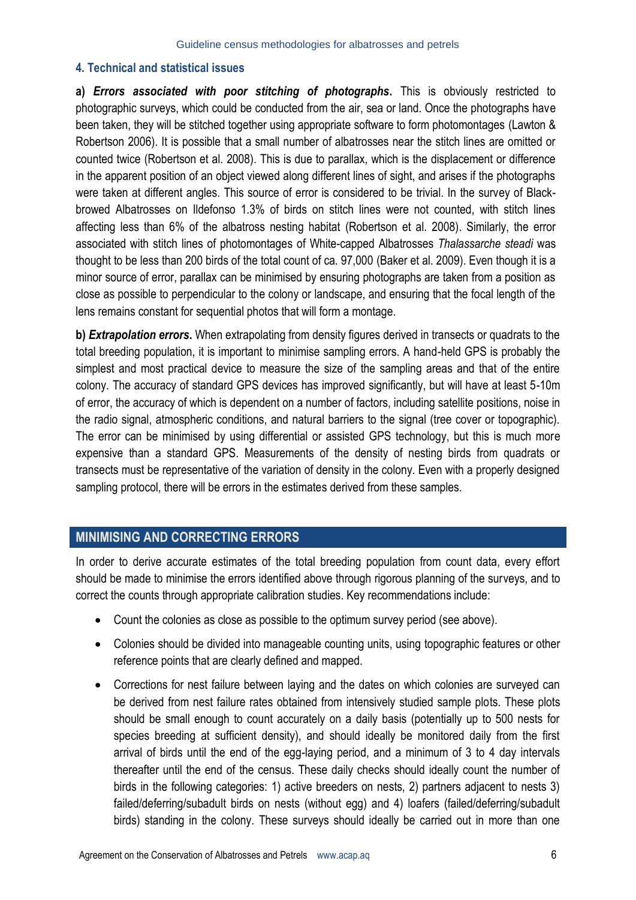### 4. Technical and statistical issues

**a)** ***Errors associated with poor stitching of photographs.*** This is obviously restricted to photographic surveys, which could be conducted from the air, sea or land. Once the photographs have been taken, they will be stitched together using appropriate software to form photomontages (Lawton & Robertson 2006). It is possible that a small number of albatrosses near the stitch lines are omitted or counted twice (Robertson et al. 2008). This is due to parallax, which is the displacement or difference in the apparent position of an object viewed along different lines of sight, and arises if the photographs were taken at different angles. This source of error is considered to be trivial. In the survey of Black-browed Albatrosses on Ildefonso 1.3% of birds on stitch lines were not counted, with stitch lines affecting less than 6% of the albatross nesting habitat (Robertson et al. 2008). Similarly, the error associated with stitch lines of photomontages of White-capped Albatrosses *Thalassarche steadi* was thought to be less than 200 birds of the total count of ca. 97,000 (Baker et al. 2009). Even though it is a minor source of error, parallax can be minimised by ensuring photographs are taken from a position as close as possible to perpendicular to the colony or landscape, and ensuring that the focal length of the lens remains constant for sequential photos that will form a montage.

**b)** ***Extrapolation errors.*** When extrapolating from density figures derived in transects or quadrats to the total breeding population, it is important to minimise sampling errors. A hand-held GPS is probably the simplest and most practical device to measure the size of the sampling areas and that of the entire colony. The accuracy of standard GPS devices has improved significantly, but will have at least 5-10m of error, the accuracy of which is dependent on a number of factors, including satellite positions, noise in the radio signal, atmospheric conditions, and natural barriers to the signal (tree cover or topographic). The error can be minimised by using differential or assisted GPS technology, but this is much more expensive than a standard GPS. Measurements of the density of nesting birds from quadrats or transects must be representative of the variation of density in the colony. Even with a properly designed sampling protocol, there will be errors in the estimates derived from these samples.

## MINIMISING AND CORRECTING ERRORS

In order to derive accurate estimates of the total breeding population from count data, every effort should be made to minimise the errors identified above through rigorous planning of the surveys, and to correct the counts through appropriate calibration studies. Key recommendations include:

- Count the colonies as close as possible to the optimum survey period (see above).
- Colonies should be divided into manageable counting units, using topographic features or other reference points that are clearly defined and mapped.
- Corrections for nest failure between laying and the dates on which colonies are surveyed can be derived from nest failure rates obtained from intensively studied sample plots. These plots should be small enough to count accurately on a daily basis (potentially up to 500 nests for species breeding at sufficient density), and should ideally be monitored daily from the first arrival of birds until the end of the egg-laying period, and a minimum of 3 to 4 day intervals thereafter until the end of the census. These daily checks should ideally count the number of birds in the following categories: 1) active breeders on nests, 2) partners adjacent to nests 3) failed/deferring/subadult birds on nests (without egg) and 4) loafers (failed/deferring/subadult birds) standing in the colony. These surveys should ideally be carried out in more than one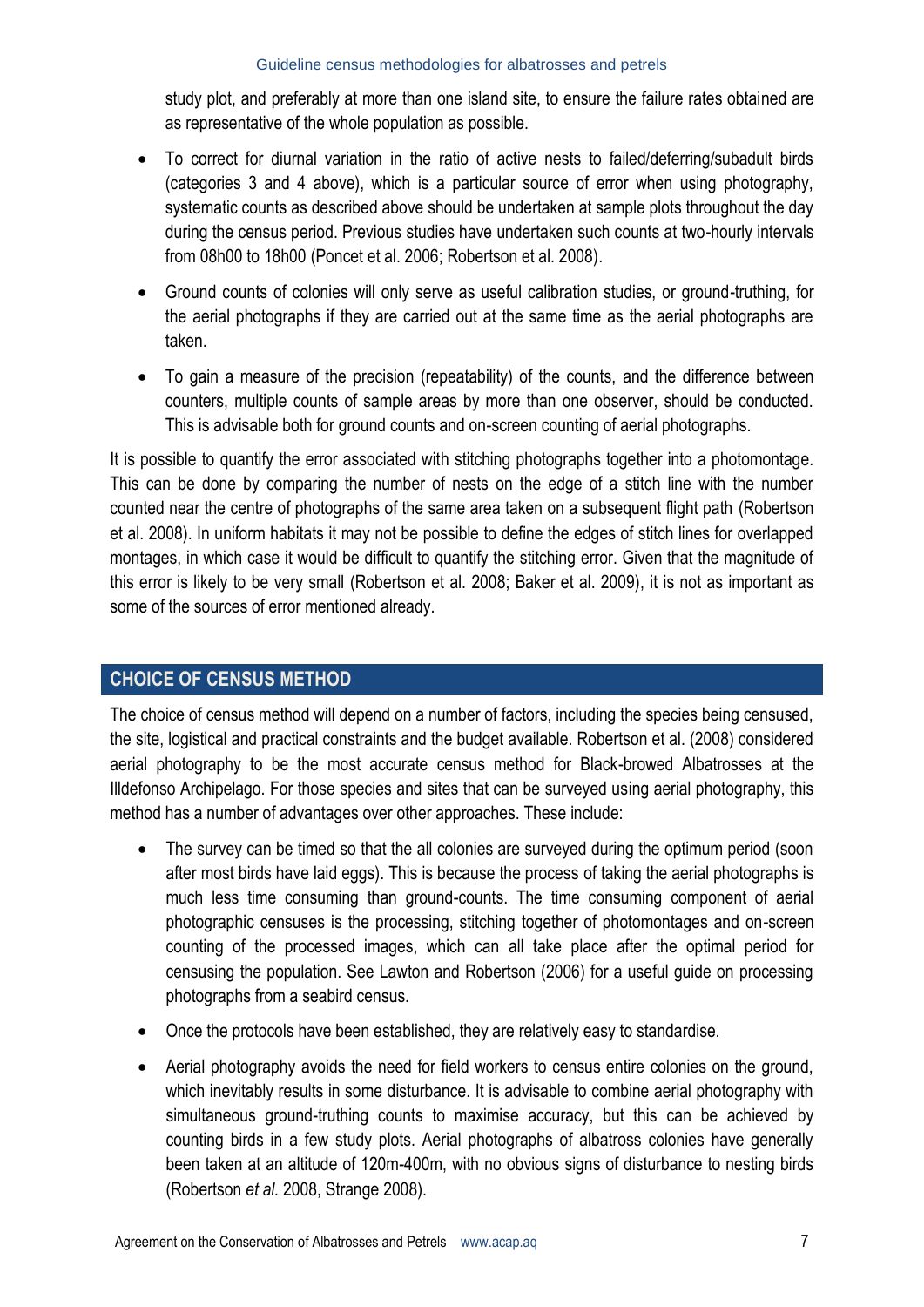study plot, and preferably at more than one island site, to ensure the failure rates obtained are as representative of the whole population as possible.

- To correct for diurnal variation in the ratio of active nests to failed/deferring/subadult birds (categories 3 and 4 above), which is a particular source of error when using photography, systematic counts as described above should be undertaken at sample plots throughout the day during the census period. Previous studies have undertaken such counts at two-hourly intervals from 08h00 to 18h00 (Poncet et al. 2006; Robertson et al. 2008).
- Ground counts of colonies will only serve as useful calibration studies, or ground-truthing, for the aerial photographs if they are carried out at the same time as the aerial photographs are taken.
- To gain a measure of the precision (repeatability) of the counts, and the difference between counters, multiple counts of sample areas by more than one observer, should be conducted. This is advisable both for ground counts and on-screen counting of aerial photographs.

It is possible to quantify the error associated with stitching photographs together into a photomontage. This can be done by comparing the number of nests on the edge of a stitch line with the number counted near the centre of photographs of the same area taken on a subsequent flight path (Robertson et al. 2008). In uniform habitats it may not be possible to define the edges of stitch lines for overlapped montages, in which case it would be difficult to quantify the stitching error. Given that the magnitude of this error is likely to be very small (Robertson et al. 2008; Baker et al. 2009), it is not as important as some of the sources of error mentioned already.

## CHOICE OF CENSUS METHOD

The choice of census method will depend on a number of factors, including the species being censused, the site, logistical and practical constraints and the budget available. Robertson et al. (2008) considered aerial photography to be the most accurate census method for Black-browed Albatrosses at the Illdefonso Archipelago. For those species and sites that can be surveyed using aerial photography, this method has a number of advantages over other approaches. These include:

- The survey can be timed so that the all colonies are surveyed during the optimum period (soon after most birds have laid eggs). This is because the process of taking the aerial photographs is much less time consuming than ground-counts. The time consuming component of aerial photographic censuses is the processing, stitching together of photomontages and on-screen counting of the processed images, which can all take place after the optimal period for censusing the population. See Lawton and Robertson (2006) for a useful guide on processing photographs from a seabird census.
- Once the protocols have been established, they are relatively easy to standardise.
- Aerial photography avoids the need for field workers to census entire colonies on the ground, which inevitably results in some disturbance. It is advisable to combine aerial photography with simultaneous ground-truthing counts to maximise accuracy, but this can be achieved by counting birds in a few study plots. Aerial photographs of albatross colonies have generally been taken at an altitude of 120m-400m, with no obvious signs of disturbance to nesting birds (Robertson *et al.* 2008, Strange 2008).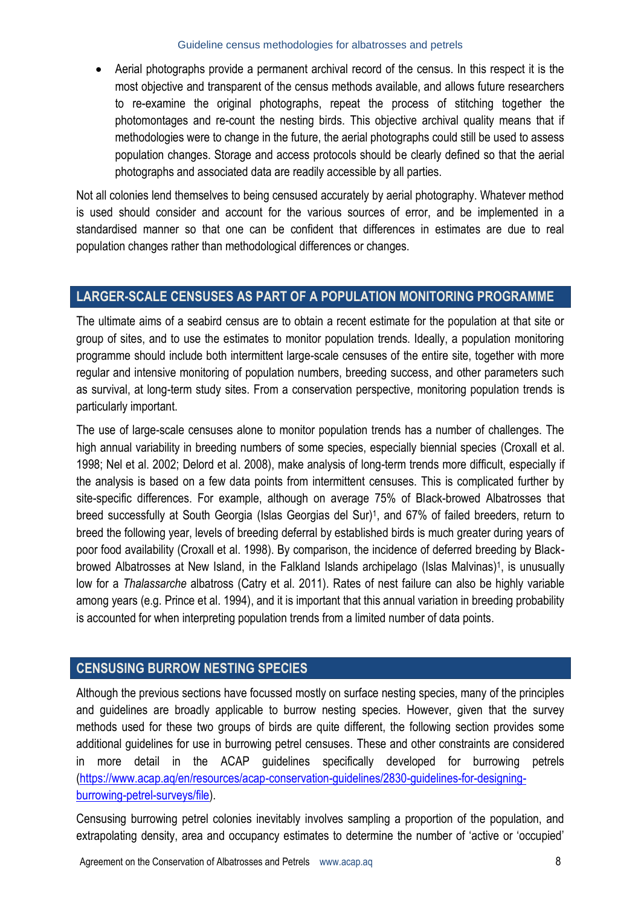- Aerial photographs provide a permanent archival record of the census. In this respect it is the most objective and transparent of the census methods available, and allows future researchers to re-examine the original photographs, repeat the process of stitching together the photomontages and re-count the nesting birds. This objective archival quality means that if methodologies were to change in the future, the aerial photographs could still be used to assess population changes. Storage and access protocols should be clearly defined so that the aerial photographs and associated data are readily accessible by all parties.

Not all colonies lend themselves to being censused accurately by aerial photography. Whatever method is used should consider and account for the various sources of error, and be implemented in a standardised manner so that one can be confident that differences in estimates are due to real population changes rather than methodological differences or changes.

## LARGER-SCALE CENSUSES AS PART OF A POPULATION MONITORING PROGRAMME

The ultimate aims of a seabird census are to obtain a recent estimate for the population at that site or group of sites, and to use the estimates to monitor population trends. Ideally, a population monitoring programme should include both intermittent large-scale censuses of the entire site, together with more regular and intensive monitoring of population numbers, breeding success, and other parameters such as survival, at long-term study sites. From a conservation perspective, monitoring population trends is particularly important.

The use of large-scale censuses alone to monitor population trends has a number of challenges. The high annual variability in breeding numbers of some species, especially biennial species (Croxall et al. 1998; Nel et al. 2002; Delord et al. 2008), make analysis of long-term trends more difficult, especially if the analysis is based on a few data points from intermittent censuses. This is complicated further by site-specific differences. For example, although on average 75% of Black-browed Albatrosses that breed successfully at South Georgia (Islas Georgias del Sur)[1], and 67% of failed breeders, return to breed the following year, levels of breeding deferral by established birds is much greater during years of poor food availability (Croxall et al. 1998). By comparison, the incidence of deferred breeding by Black-browed Albatrosses at New Island, in the Falkland Islands archipelago (Islas Malvinas)[1], is unusually low for a *Thalassarche* albatross (Catry et al. 2011). Rates of nest failure can also be highly variable among years (e.g. Prince et al. 1994), and it is important that this annual variation in breeding probability is accounted for when interpreting population trends from a limited number of data points.

## CENSUSING BURROW NESTING SPECIES

Although the previous sections have focussed mostly on surface nesting species, many of the principles and guidelines are broadly applicable to burrow nesting species. However, given that the survey methods used for these two groups of birds are quite different, the following section provides some additional guidelines for use in burrowing petrel censuses. These and other constraints are considered in more detail in the ACAP guidelines specifically developed for burrowing petrels (https://www.acap.aq/en/resources/acap-conservation-guidelines/2830-guidelines-for-designing-burrowing-petrel-surveys/file).

Censusing burrowing petrel colonies inevitably involves sampling a proportion of the population, and extrapolating density, area and occupancy estimates to determine the number of 'active or 'occupied'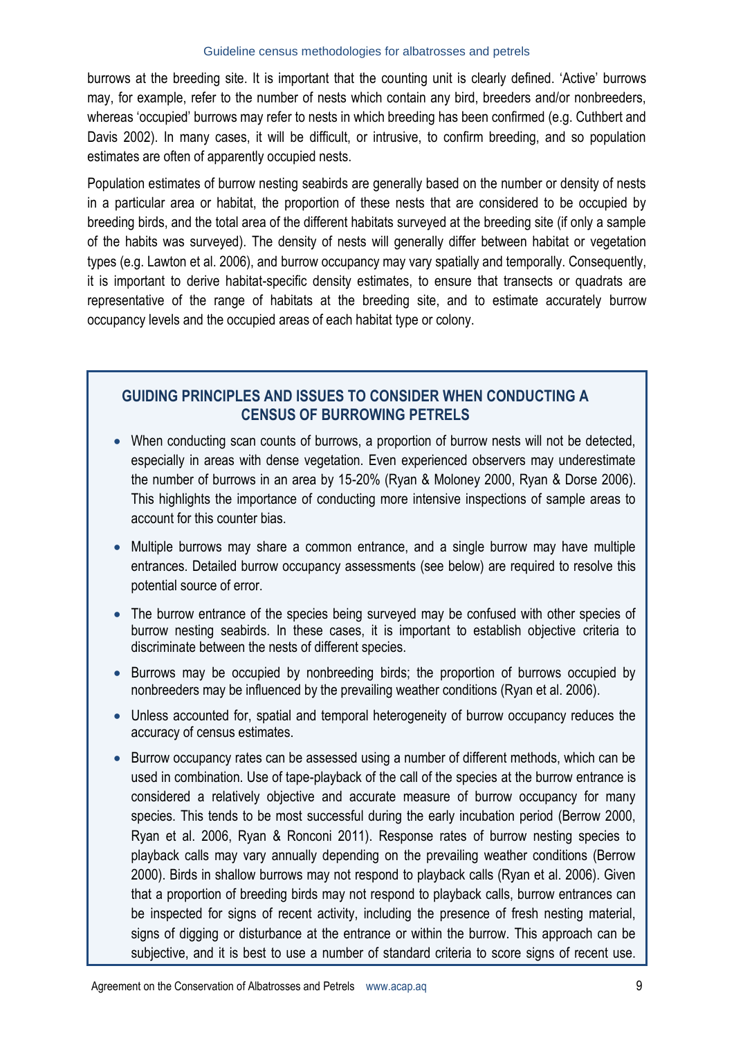burrows at the breeding site. It is important that the counting unit is clearly defined. 'Active' burrows may, for example, refer to the number of nests which contain any bird, breeders and/or nonbreeders, whereas 'occupied' burrows may refer to nests in which breeding has been confirmed (e.g. Cuthbert and Davis 2002). In many cases, it will be difficult, or intrusive, to confirm breeding, and so population estimates are often of apparently occupied nests.

Population estimates of burrow nesting seabirds are generally based on the number or density of nests in a particular area or habitat, the proportion of these nests that are considered to be occupied by breeding birds, and the total area of the different habitats surveyed at the breeding site (if only a sample of the habits was surveyed). The density of nests will generally differ between habitat or vegetation types (e.g. Lawton et al. 2006), and burrow occupancy may vary spatially and temporally. Consequently, it is important to derive habitat-specific density estimates, to ensure that transects or quadrats are representative of the range of habitats at the breeding site, and to estimate accurately burrow occupancy levels and the occupied areas of each habitat type or colony.

### GUIDING PRINCIPLES AND ISSUES TO CONSIDER WHEN CONDUCTING A CENSUS OF BURROWING PETRELS

- When conducting scan counts of burrows, a proportion of burrow nests will not be detected, especially in areas with dense vegetation. Even experienced observers may underestimate the number of burrows in an area by 15-20% (Ryan & Moloney 2000, Ryan & Dorse 2006). This highlights the importance of conducting more intensive inspections of sample areas to account for this counter bias.
- Multiple burrows may share a common entrance, and a single burrow may have multiple entrances. Detailed burrow occupancy assessments (see below) are required to resolve this potential source of error.
- The burrow entrance of the species being surveyed may be confused with other species of burrow nesting seabirds. In these cases, it is important to establish objective criteria to discriminate between the nests of different species.
- Burrows may be occupied by nonbreeding birds; the proportion of burrows occupied by nonbreeders may be influenced by the prevailing weather conditions (Ryan et al. 2006).
- Unless accounted for, spatial and temporal heterogeneity of burrow occupancy reduces the accuracy of census estimates.
- Burrow occupancy rates can be assessed using a number of different methods, which can be used in combination. Use of tape-playback of the call of the species at the burrow entrance is considered a relatively objective and accurate measure of burrow occupancy for many species. This tends to be most successful during the early incubation period (Berrow 2000, Ryan et al. 2006, Ryan & Ronconi 2011). Response rates of burrow nesting species to playback calls may vary annually depending on the prevailing weather conditions (Berrow 2000). Birds in shallow burrows may not respond to playback calls (Ryan et al. 2006). Given that a proportion of breeding birds may not respond to playback calls, burrow entrances can be inspected for signs of recent activity, including the presence of fresh nesting material, signs of digging or disturbance at the entrance or within the burrow. This approach can be subjective, and it is best to use a number of standard criteria to score signs of recent use.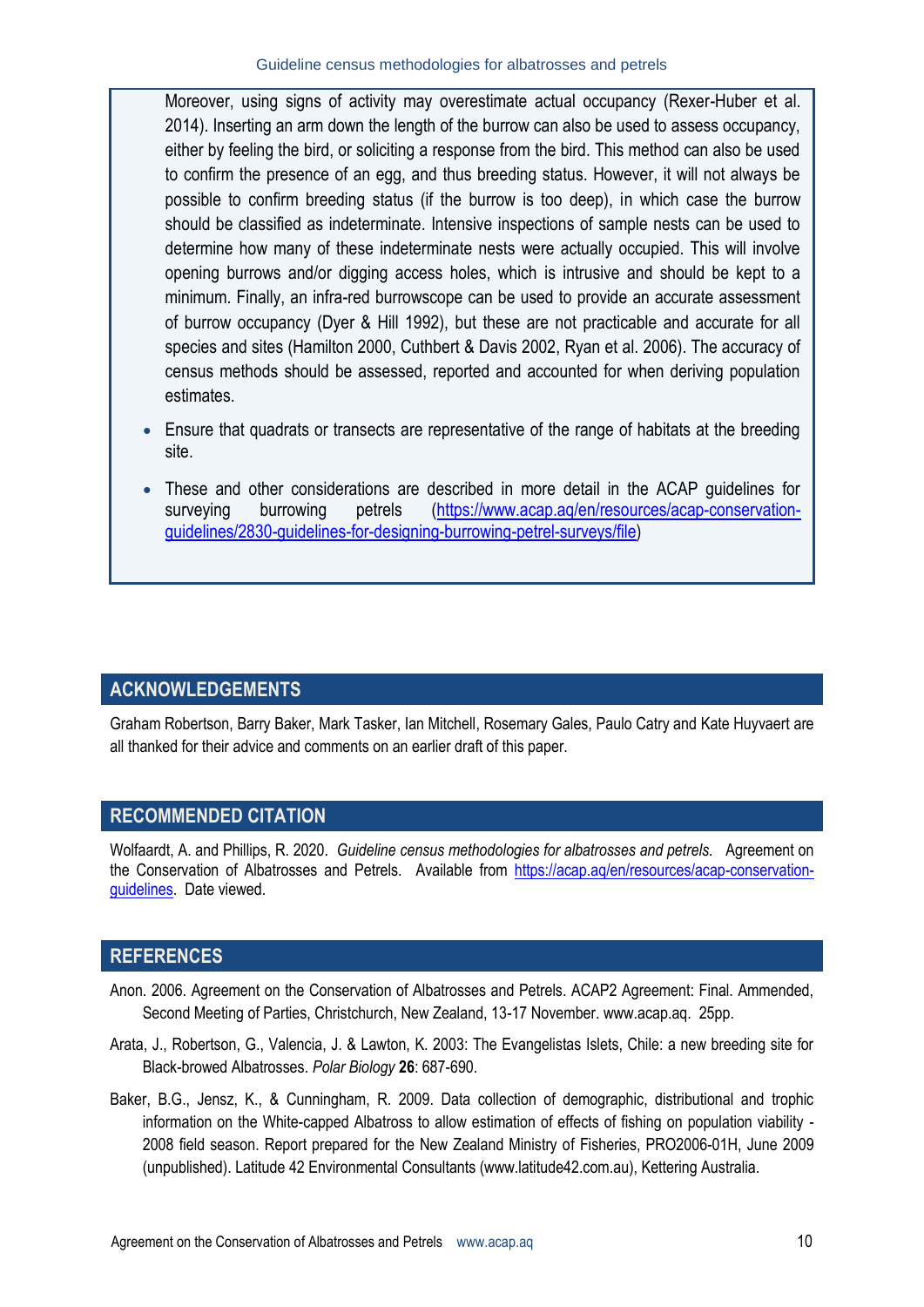Moreover, using signs of activity may overestimate actual occupancy (Rexer-Huber et al. 2014). Inserting an arm down the length of the burrow can also be used to assess occupancy, either by feeling the bird, or soliciting a response from the bird. This method can also be used to confirm the presence of an egg, and thus breeding status. However, it will not always be possible to confirm breeding status (if the burrow is too deep), in which case the burrow should be classified as indeterminate. Intensive inspections of sample nests can be used to determine how many of these indeterminate nests were actually occupied. This will involve opening burrows and/or digging access holes, which is intrusive and should be kept to a minimum. Finally, an infra-red burrowscope can be used to provide an accurate assessment of burrow occupancy (Dyer & Hill 1992), but these are not practicable and accurate for all species and sites (Hamilton 2000, Cuthbert & Davis 2002, Ryan et al. 2006). The accuracy of census methods should be assessed, reported and accounted for when deriving population estimates.

- Ensure that quadrats or transects are representative of the range of habitats at the breeding site.
- These and other considerations are described in more detail in the ACAP guidelines for surveying burrowing petrels (https://www.acap.aq/en/resources/acap-conservation-guidelines/2830-guidelines-for-designing-burrowing-petrel-surveys/file)

## ACKNOWLEDGEMENTS

Graham Robertson, Barry Baker, Mark Tasker, Ian Mitchell, Rosemary Gales, Paulo Catry and Kate Huyvaert are all thanked for their advice and comments on an earlier draft of this paper.

## RECOMMENDED CITATION

Wolfaardt, A. and Phillips, R. 2020. *Guideline census methodologies for albatrosses and petrels.* Agreement on the Conservation of Albatrosses and Petrels. Available from https://acap.aq/en/resources/acap-conservation-guidelines. Date viewed.

## REFERENCES

Anon. 2006. Agreement on the Conservation of Albatrosses and Petrels. ACAP2 Agreement: Final. Ammended, Second Meeting of Parties, Christchurch, New Zealand, 13-17 November. www.acap.aq. 25pp.

Arata, J., Robertson, G., Valencia, J. & Lawton, K. 2003: The Evangelistas Islets, Chile: a new breeding site for Black-browed Albatrosses. *Polar Biology* **26**: 687-690.

Baker, B.G., Jensz, K., & Cunningham, R. 2009. Data collection of demographic, distributional and trophic information on the White-capped Albatross to allow estimation of effects of fishing on population viability - 2008 field season. Report prepared for the New Zealand Ministry of Fisheries, PRO2006-01H, June 2009 (unpublished). Latitude 42 Environmental Consultants (www.latitude42.com.au), Kettering Australia.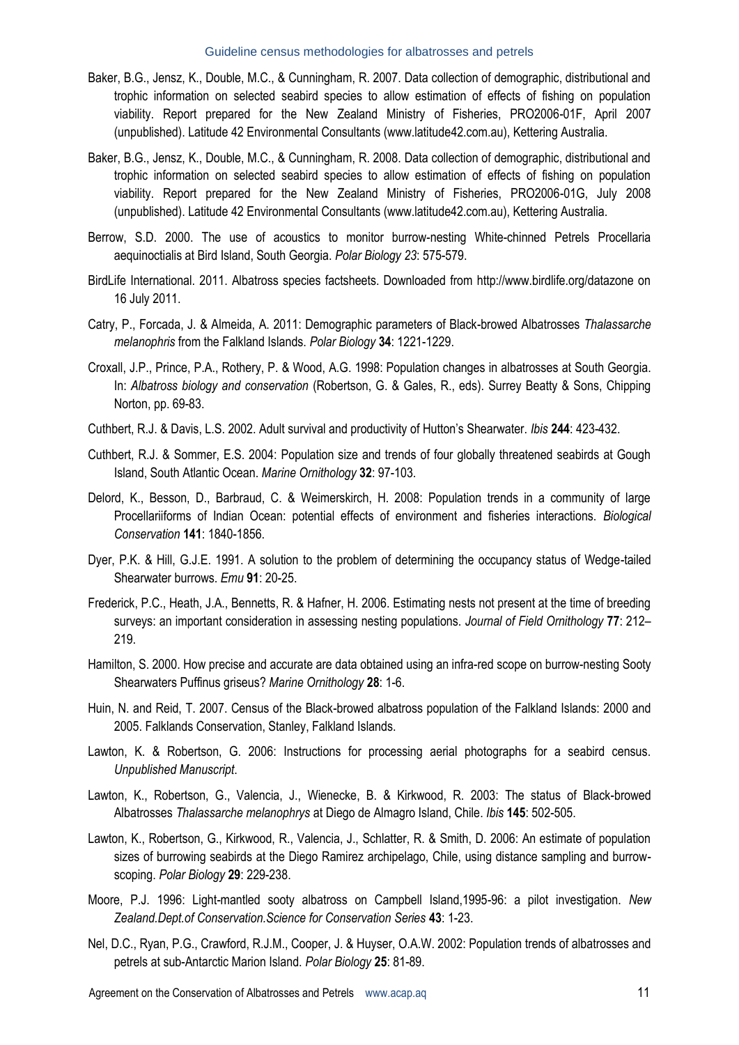Baker, B.G., Jensz, K., Double, M.C., & Cunningham, R. 2007. Data collection of demographic, distributional and trophic information on selected seabird species to allow estimation of effects of fishing on population viability. Report prepared for the New Zealand Ministry of Fisheries, PRO2006-01F, April 2007 (unpublished). Latitude 42 Environmental Consultants (www.latitude42.com.au), Kettering Australia.

Baker, B.G., Jensz, K., Double, M.C., & Cunningham, R. 2008. Data collection of demographic, distributional and trophic information on selected seabird species to allow estimation of effects of fishing on population viability. Report prepared for the New Zealand Ministry of Fisheries, PRO2006-01G, July 2008 (unpublished). Latitude 42 Environmental Consultants (www.latitude42.com.au), Kettering Australia.

Berrow, S.D. 2000. The use of acoustics to monitor burrow-nesting White-chinned Petrels Procellaria aequinoctialis at Bird Island, South Georgia. *Polar Biology 23*: 575-579.

BirdLife International. 2011. Albatross species factsheets. Downloaded from http://www.birdlife.org/datazone on 16 July 2011.

Catry, P., Forcada, J. & Almeida, A. 2011: Demographic parameters of Black-browed Albatrosses *Thalassarche melanophris* from the Falkland Islands. *Polar Biology* **34**: 1221-1229.

Croxall, J.P., Prince, P.A., Rothery, P. & Wood, A.G. 1998: Population changes in albatrosses at South Georgia. In: *Albatross biology and conservation* (Robertson, G. & Gales, R., eds). Surrey Beatty & Sons, Chipping Norton, pp. 69-83.

Cuthbert, R.J. & Davis, L.S. 2002. Adult survival and productivity of Hutton's Shearwater. *Ibis* **244**: 423-432.

Cuthbert, R.J. & Sommer, E.S. 2004: Population size and trends of four globally threatened seabirds at Gough Island, South Atlantic Ocean. *Marine Ornithology* **32**: 97-103.

Delord, K., Besson, D., Barbraud, C. & Weimerskirch, H. 2008: Population trends in a community of large Procellariiforms of Indian Ocean: potential effects of environment and fisheries interactions. *Biological Conservation* **141**: 1840-1856.

Dyer, P.K. & Hill, G.J.E. 1991. A solution to the problem of determining the occupancy status of Wedge-tailed Shearwater burrows. *Emu* **91**: 20-25.

Frederick, P.C., Heath, J.A., Bennetts, R. & Hafner, H. 2006. Estimating nests not present at the time of breeding surveys: an important consideration in assessing nesting populations. *Journal of Field Ornithology* **77**: 212–219.

Hamilton, S. 2000. How precise and accurate are data obtained using an infra-red scope on burrow-nesting Sooty Shearwaters Puffinus griseus? *Marine Ornithology* **28**: 1-6.

Huin, N. and Reid, T. 2007. Census of the Black-browed albatross population of the Falkland Islands: 2000 and 2005. Falklands Conservation, Stanley, Falkland Islands.

Lawton, K. & Robertson, G. 2006: Instructions for processing aerial photographs for a seabird census. *Unpublished Manuscript*.

Lawton, K., Robertson, G., Valencia, J., Wienecke, B. & Kirkwood, R. 2003: The status of Black-browed Albatrosses *Thalassarche melanophrys* at Diego de Almagro Island, Chile. *Ibis* **145**: 502-505.

Lawton, K., Robertson, G., Kirkwood, R., Valencia, J., Schlatter, R. & Smith, D. 2006: An estimate of population sizes of burrowing seabirds at the Diego Ramirez archipelago, Chile, using distance sampling and burrow-scoping. *Polar Biology* **29**: 229-238.

Moore, P.J. 1996: Light-mantled sooty albatross on Campbell Island,1995-96: a pilot investigation. *New Zealand.Dept.of Conservation.Science for Conservation Series* **43**: 1-23.

Nel, D.C., Ryan, P.G., Crawford, R.J.M., Cooper, J. & Huyser, O.A.W. 2002: Population trends of albatrosses and petrels at sub-Antarctic Marion Island. *Polar Biology* **25**: 81-89.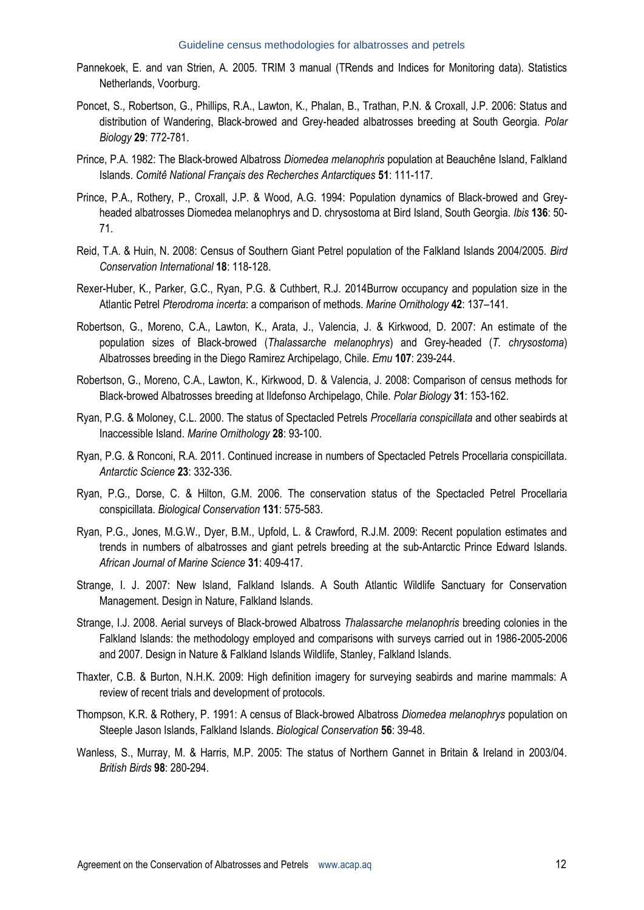Pannekoek, E. and van Strien, A. 2005. TRIM 3 manual (TRends and Indices for Monitoring data). Statistics Netherlands, Voorburg.

Poncet, S., Robertson, G., Phillips, R.A., Lawton, K., Phalan, B., Trathan, P.N. & Croxall, J.P. 2006: Status and distribution of Wandering, Black-browed and Grey-headed albatrosses breeding at South Georgia. *Polar Biology* **29**: 772-781.

Prince, P.A. 1982: The Black-browed Albatross *Diomedea melanophris* population at Beauchêne Island, Falkland Islands. *Comitê National Français des Recherches Antarctiques* **51**: 111-117.

Prince, P.A., Rothery, P., Croxall, J.P. & Wood, A.G. 1994: Population dynamics of Black-browed and Grey-headed albatrosses Diomedea melanophrys and D. chrysostoma at Bird Island, South Georgia. *Ibis* **136**: 50-71.

Reid, T.A. & Huin, N. 2008: Census of Southern Giant Petrel population of the Falkland Islands 2004/2005. *Bird Conservation International* **18**: 118-128.

Rexer-Huber, K., Parker, G.C., Ryan, P.G. & Cuthbert, R.J. 2014Burrow occupancy and population size in the Atlantic Petrel *Pterodroma incerta*: a comparison of methods. *Marine Ornithology* **42**: 137–141.

Robertson, G., Moreno, C.A., Lawton, K., Arata, J., Valencia, J. & Kirkwood, D. 2007: An estimate of the population sizes of Black-browed (*Thalassarche melanophrys*) and Grey-headed (*T. chrysostoma*) Albatrosses breeding in the Diego Ramirez Archipelago, Chile. *Emu* **107**: 239-244.

Robertson, G., Moreno, C.A., Lawton, K., Kirkwood, D. & Valencia, J. 2008: Comparison of census methods for Black-browed Albatrosses breeding at Ildefonso Archipelago, Chile. *Polar Biology* **31**: 153-162.

Ryan, P.G. & Moloney, C.L. 2000. The status of Spectacled Petrels *Procellaria conspicillata* and other seabirds at Inaccessible Island. *Marine Ornithology* **28**: 93-100.

Ryan, P.G. & Ronconi, R.A. 2011. Continued increase in numbers of Spectacled Petrels Procellaria conspicillata. *Antarctic Science* **23**: 332-336.

Ryan, P.G., Dorse, C. & Hilton, G.M. 2006. The conservation status of the Spectacled Petrel Procellaria conspicillata. *Biological Conservation* **131**: 575-583.

Ryan, P.G., Jones, M.G.W., Dyer, B.M., Upfold, L. & Crawford, R.J.M. 2009: Recent population estimates and trends in numbers of albatrosses and giant petrels breeding at the sub-Antarctic Prince Edward Islands. *African Journal of Marine Science* **31**: 409-417.

Strange, I. J. 2007: New Island, Falkland Islands. A South Atlantic Wildlife Sanctuary for Conservation Management. Design in Nature, Falkland Islands.

Strange, I.J. 2008. Aerial surveys of Black-browed Albatross *Thalassarche melanophris* breeding colonies in the Falkland Islands: the methodology employed and comparisons with surveys carried out in 1986-2005-2006 and 2007. Design in Nature & Falkland Islands Wildlife, Stanley, Falkland Islands.

Thaxter, C.B. & Burton, N.H.K. 2009: High definition imagery for surveying seabirds and marine mammals: A review of recent trials and development of protocols.

Thompson, K.R. & Rothery, P. 1991: A census of Black-browed Albatross *Diomedea melanophrys* population on Steeple Jason Islands, Falkland Islands. *Biological Conservation* **56**: 39-48.

Wanless, S., Murray, M. & Harris, M.P. 2005: The status of Northern Gannet in Britain & Ireland in 2003/04. *British Birds* **98**: 280-294.